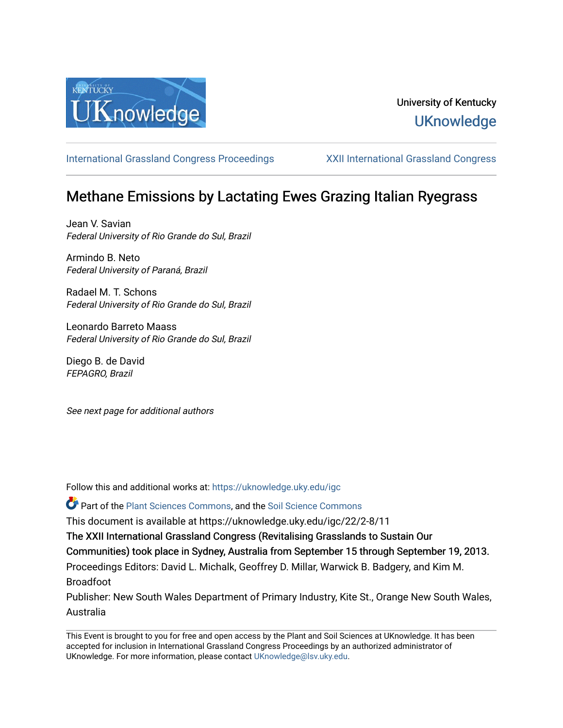University of Kentucky

UKnowledge

International Grassland Congress Proceedings | XXII International Grassland Congress

# Methane Emissions by Lactating Ewes Grazing Italian Ryegrass

Jean V. Savian
*Federal University of Rio Grande do Sul, Brazil*

Armindo B. Neto
*Federal University of Paraná, Brazil*

Radael M. T. Schons
*Federal University of Rio Grande do Sul, Brazil*

Leonardo Barreto Maass
*Federal University of Rio Grande do Sul, Brazil*

Diego B. de David
*FEPAGRO, Brazil*

*See next page for additional authors*

Follow this and additional works at: https://uknowledge.uky.edu/igc

Part of the Plant Sciences Commons, and the Soil Science Commons

This document is available at https://uknowledge.uky.edu/igc/22/2-8/11

The XXII International Grassland Congress (Revitalising Grasslands to Sustain Our Communities) took place in Sydney, Australia from September 15 through September 19, 2013.

Proceedings Editors: David L. Michalk, Geoffrey D. Millar, Warwick B. Badgery, and Kim M. Broadfoot

Publisher: New South Wales Department of Primary Industry, Kite St., Orange New South Wales, Australia

This Event is brought to you for free and open access by the Plant and Soil Sciences at UKnowledge. It has been accepted for inclusion in International Grassland Congress Proceedings by an authorized administrator of UKnowledge. For more information, please contact UKnowledge@lsv.uky.edu.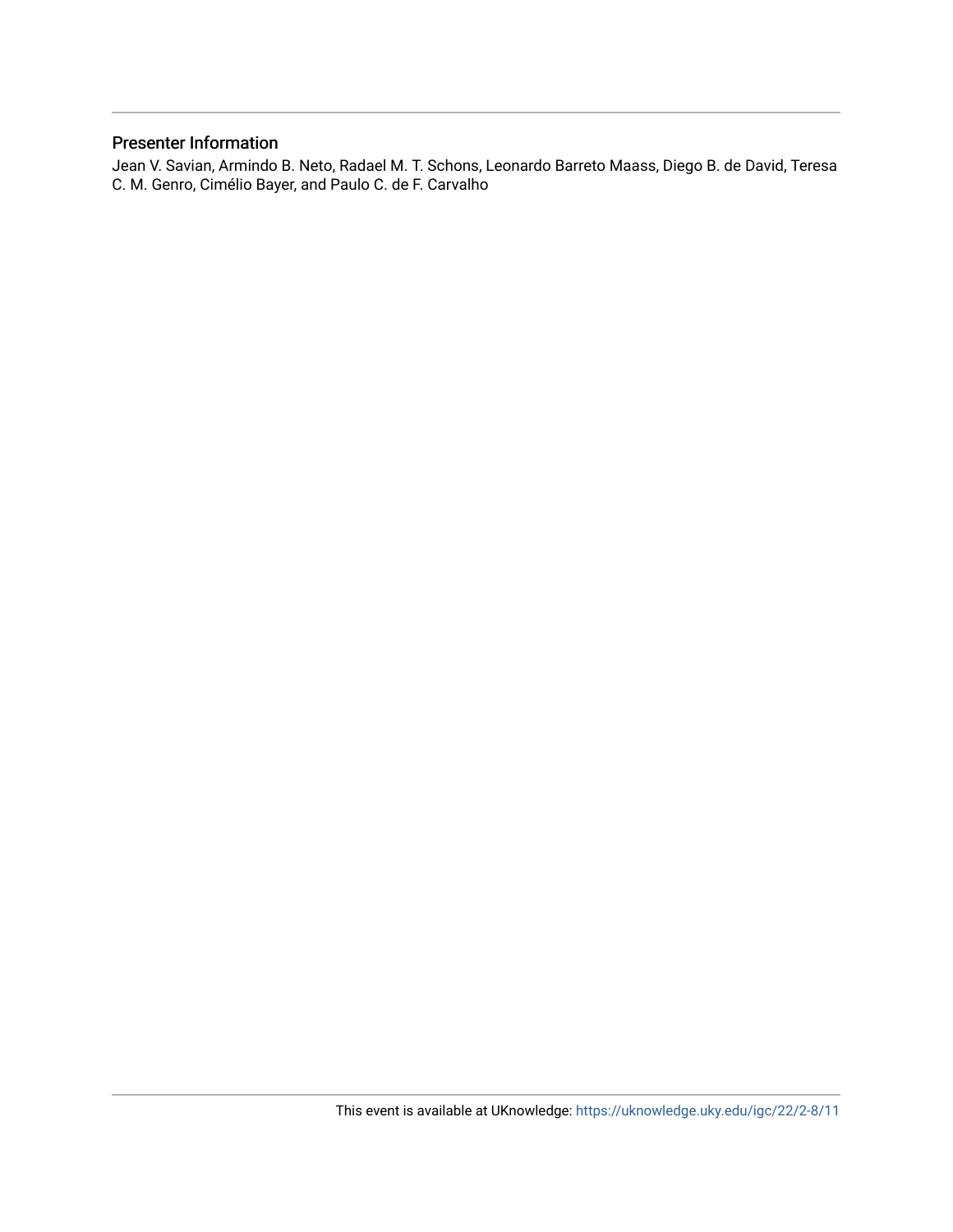## Presenter Information

Jean V. Savian, Armindo B. Neto, Radael M. T. Schons, Leonardo Barreto Maass, Diego B. de David, Teresa C. M. Genro, Cimélio Bayer, and Paulo C. de F. Carvalho

This event is available at UKnowledge: https://uknowledge.uky.edu/igc/22/2-8/11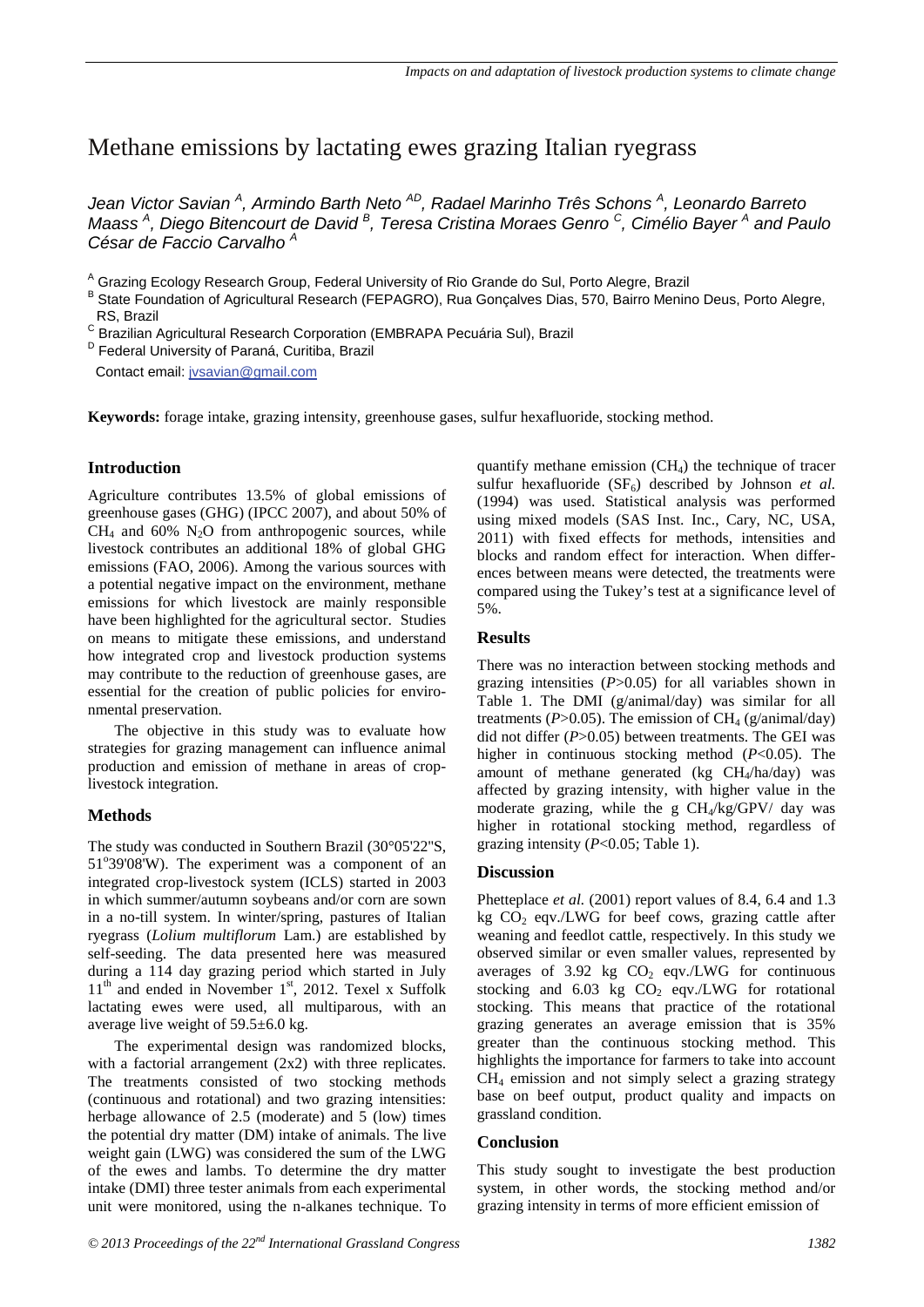# Methane emissions by lactating ewes grazing Italian ryegrass

*Jean Victor Savian [A], Armindo Barth Neto [AD], Radael Marinho Três Schons [A], Leonardo Barreto Maass [A], Diego Bitencourt de David [B], Teresa Cristina Moraes Genro [C], Cimélio Bayer [A] and Paulo César de Faccio Carvalho [A]*

[A] Grazing Ecology Research Group, Federal University of Rio Grande do Sul, Porto Alegre, Brazil
[B] State Foundation of Agricultural Research (FEPAGRO), Rua Gonçalves Dias, 570, Bairro Menino Deus, Porto Alegre, RS, Brazil
[C] Brazilian Agricultural Research Corporation (EMBRAPA Pecuária Sul), Brazil
[D] Federal University of Paraná, Curitiba, Brazil

Contact email: jvsavian@gmail.com

**Keywords:** forage intake, grazing intensity, greenhouse gases, sulfur hexafluoride, stocking method.

## Introduction

Agriculture contributes 13.5% of global emissions of greenhouse gases (GHG) (IPCC 2007), and about 50% of $CH_4$ and 60% $N_2O$ from anthropogenic sources, while livestock contributes an additional 18% of global GHG emissions (FAO, 2006). Among the various sources with a potential negative impact on the environment, methane emissions for which livestock are mainly responsible have been highlighted for the agricultural sector. Studies on means to mitigate these emissions, and understand how integrated crop and livestock production systems may contribute to the reduction of greenhouse gases, are essential for the creation of public policies for environmental preservation.

The objective in this study was to evaluate how strategies for grazing management can influence animal production and emission of methane in areas of crop-livestock integration.

## Methods

The study was conducted in Southern Brazil (30°05'22"S, 51°39'08'W). The experiment was a component of an integrated crop-livestock system (ICLS) started in 2003 in which summer/autumn soybeans and/or corn are sown in a no-till system. In winter/spring, pastures of Italian ryegrass (*Lolium multiflorum* Lam.) are established by self-seeding. The data presented here was measured during a 114 day grazing period which started in July 11th and ended in November 1st, 2012. Texel x Suffolk lactating ewes were used, all multiparous, with an average live weight of 59.5±6.0 kg.

The experimental design was randomized blocks, with a factorial arrangement (2x2) with three replicates. The treatments consisted of two stocking methods (continuous and rotational) and two grazing intensities: herbage allowance of 2.5 (moderate) and 5 (low) times the potential dry matter (DM) intake of animals. The live weight gain (LWG) was considered the sum of the LWG of the ewes and lambs. To determine the dry matter intake (DMI) three tester animals from each experimental unit were monitored, using the n-alkanes technique. To quantify methane emission ($CH_4$) the technique of tracer sulfur hexafluoride ($SF_6$) described by Johnson *et al.* (1994) was used. Statistical analysis was performed using mixed models (SAS Inst. Inc., Cary, NC, USA, 2011) with fixed effects for methods, intensities and blocks and random effect for interaction. When differences between means were detected, the treatments were compared using the Tukey's test at a significance level of 5%.

## Results

There was no interaction between stocking methods and grazing intensities ($P$>0.05) for all variables shown in Table 1. The DMI (g/animal/day) was similar for all treatments ($P$>0.05). The emission of $CH_4$ (g/animal/day) did not differ ($P$>0.05) between treatments. The GEI was higher in continuous stocking method ($P$<0.05). The amount of methane generated (kg $CH_4$/ha/day) was affected by grazing intensity, with higher value in the moderate grazing, while the g $CH_4$/kg/GPV/ day was higher in rotational stocking method, regardless of grazing intensity ($P$<0.05; Table 1).

## Discussion

Phetteplace *et al.* (2001) report values of 8.4, 6.4 and 1.3 kg $CO_2$ eqv./LWG for beef cows, grazing cattle after weaning and feedlot cattle, respectively. In this study we observed similar or even smaller values, represented by averages of 3.92 kg $CO_2$ eqv./LWG for continuous stocking and 6.03 kg $CO_2$ eqv./LWG for rotational stocking. This means that practice of the rotational grazing generates an average emission that is 35% greater than the continuous stocking method. This highlights the importance for farmers to take into account $CH_4$ emission and not simply select a grazing strategy base on beef output, product quality and impacts on grassland condition.

## Conclusion

This study sought to investigate the best production system, in other words, the stocking method and/or grazing intensity in terms of more efficient emission of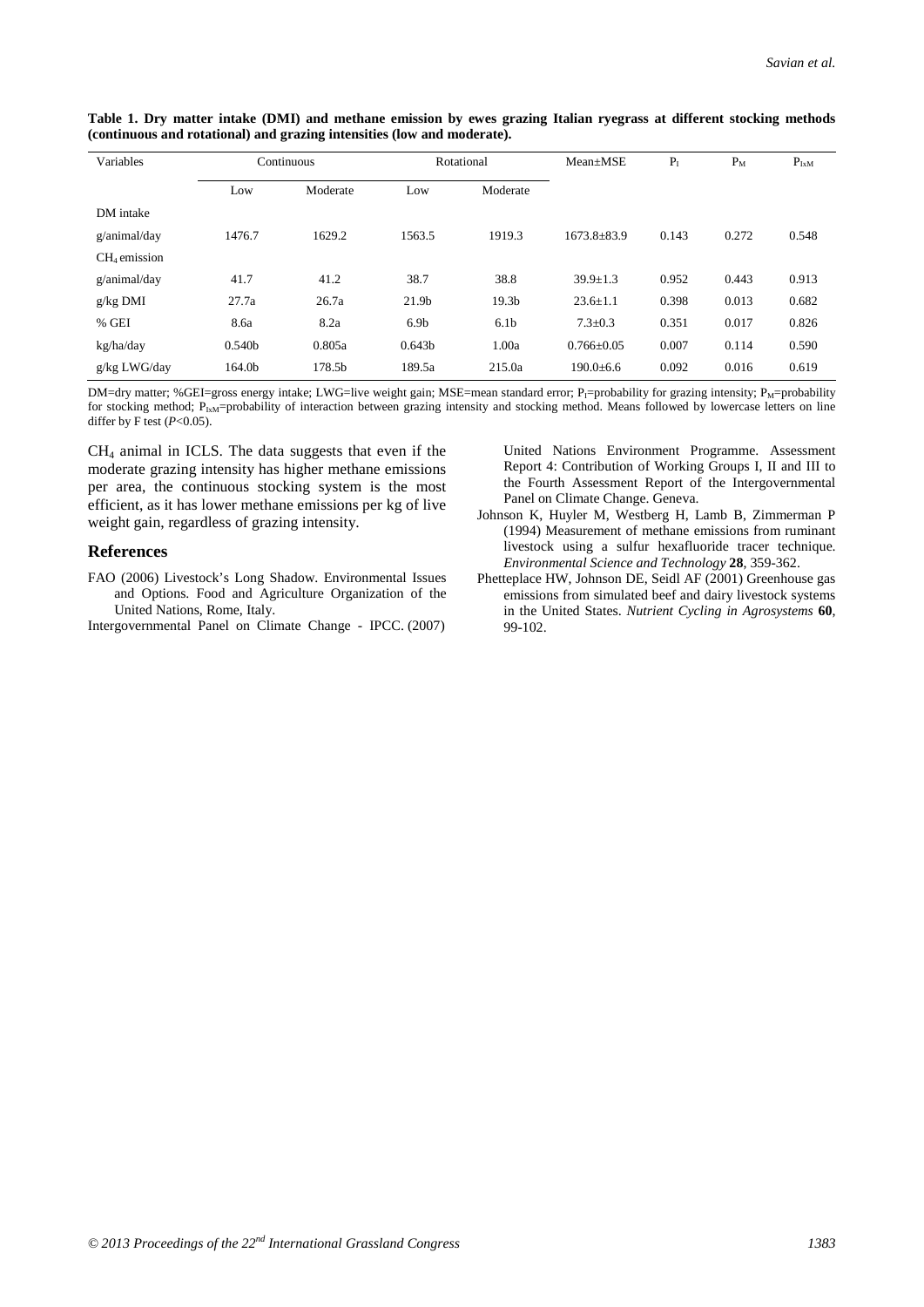**Table 1. Dry matter intake (DMI) and methane emission by ewes grazing Italian ryegrass at different stocking methods (continuous and rotational) and grazing intensities (low and moderate).**

| Variables | Continuous | | Rotational | | Mean±MSE | $P_I$ | $P_M$ | $P_{IxM}$ |
|---|---|---|---|---|---|---|---|---|
| | Low | Moderate | Low | Moderate | | | | |
| DM intake | | | | | | | | |
| g/animal/day | 1476.7 | 1629.2 | 1563.5 | 1919.3 | 1673.8±83.9 | 0.143 | 0.272 | 0.548 |
| $CH_4$ emission | | | | | | | | |
| g/animal/day | 41.7 | 41.2 | 38.7 | 38.8 | 39.9±1.3 | 0.952 | 0.443 | 0.913 |
| g/kg DMI | 27.7a | 26.7a | 21.9b | 19.3b | 23.6±1.1 | 0.398 | 0.013 | 0.682 |
| % GEI | 8.6a | 8.2a | 6.9b | 6.1b | 7.3±0.3 | 0.351 | 0.017 | 0.826 |
| kg/ha/day | 0.540b | 0.805a | 0.643b | 1.00a | 0.766±0.05 | 0.007 | 0.114 | 0.590 |
| g/kg LWG/day | 164.0b | 178.5b | 189.5a | 215.0a | 190.0±6.6 | 0.092 | 0.016 | 0.619 |

DM=dry matter; %GEI=gross energy intake; LWG=live weight gain; MSE=mean standard error; $P_I$=probability for grazing intensity; $P_M$=probability for stocking method; $P_{IxM}$=probability of interaction between grazing intensity and stocking method. Means followed by lowercase letters on line differ by F test ($P$<0.05).

$CH_4$ animal in ICLS. The data suggests that even if the moderate grazing intensity has higher methane emissions per area, the continuous stocking system is the most efficient, as it has lower methane emissions per kg of live weight gain, regardless of grazing intensity.

## References

FAO (2006) Livestock's Long Shadow. Environmental Issues and Options. Food and Agriculture Organization of the United Nations, Rome, Italy.

Intergovernmental Panel on Climate Change - IPCC. (2007) United Nations Environment Programme. Assessment Report 4: Contribution of Working Groups I, II and III to the Fourth Assessment Report of the Intergovernmental Panel on Climate Change. Geneva.

Johnson K, Huyler M, Westberg H, Lamb B, Zimmerman P (1994) Measurement of methane emissions from ruminant livestock using a sulfur hexafluoride tracer technique. *Environmental Science and Technology* **28**, 359-362.

Phetteplace HW, Johnson DE, Seidl AF (2001) Greenhouse gas emissions from simulated beef and dairy livestock systems in the United States. *Nutrient Cycling in Agrosystems* **60**, 99-102.